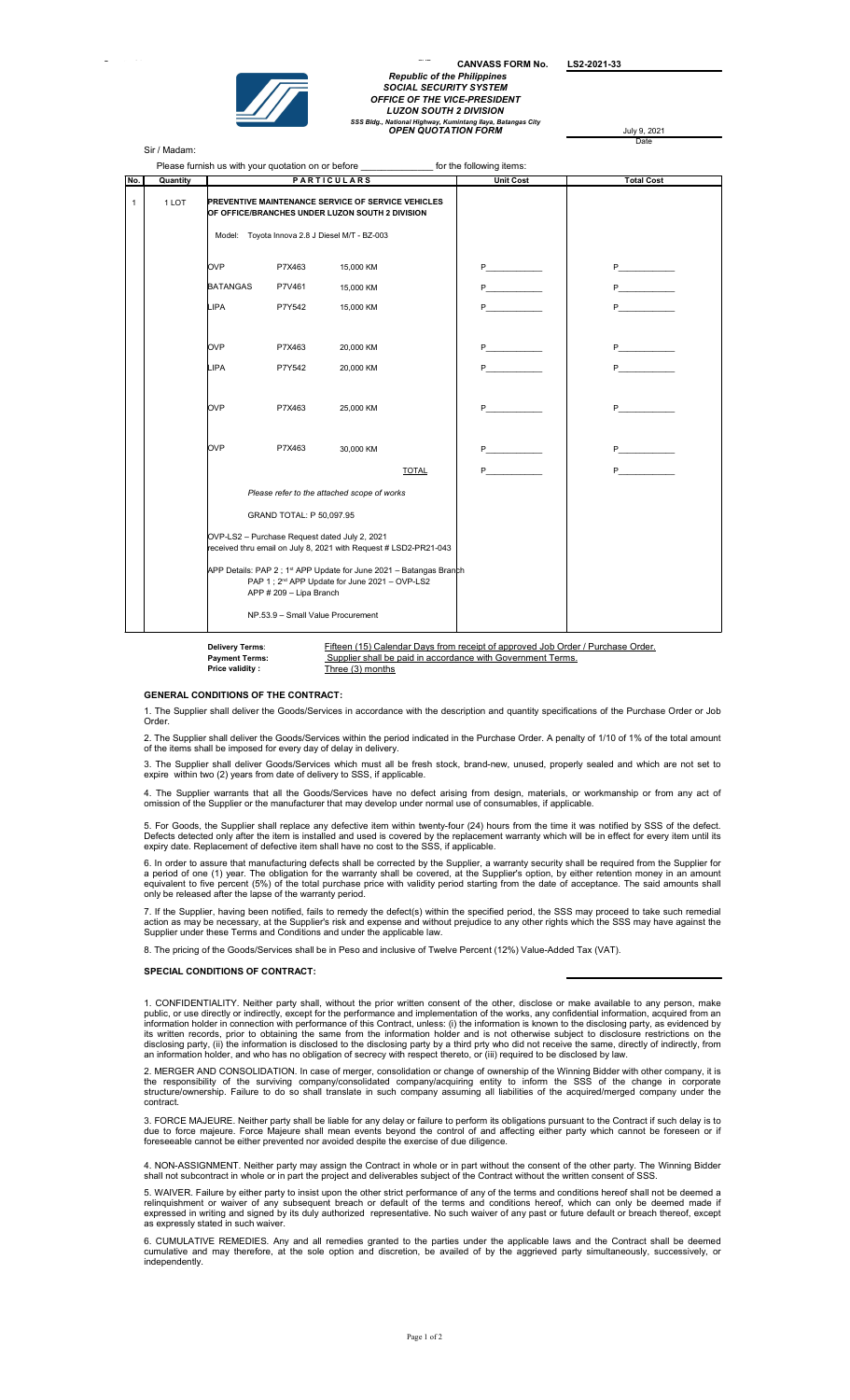**CANVASS FORM No.** LS2-2021-33

***Republic of the Philippines***
***SOCIAL SECURITY SYSTEM***
***OFFICE OF THE VICE-PRESIDENT***
***LUZON SOUTH 2 DIVISION***
*SSS Bldg., National Highway, Kumintang Ilaya, Batangas City*
***OPEN QUOTATION FORM***

July 9, 2021
Date

Sir / Madam:

Please furnish us with your quotation on or before _______________ for the following items:

| No. | Quantity | PARTICULARS | | | Unit Cost | Total Cost |
|---|---|---|---|---|---|---|
| 1 | 1 LOT | **PREVENTIVE MAINTENANCE SERVICE OF SERVICE VEHICLES OF OFFICE/BRANCHES UNDER LUZON SOUTH 2 DIVISION** | | | | |
| | | Model: Toyota Innova 2.8 J Diesel M/T - BZ-003 | | | | |
| | | OVP | P7X463 | 15,000 KM | P___________ | P___________ |
| | | BATANGAS | P7V461 | 15,000 KM | P___________ | P___________ |
| | | LIPA | P7Y542 | 15,000 KM | P___________ | P___________ |
| | | OVP | P7X463 | 20,000 KM | P___________ | P___________ |
| | | LIPA | P7Y542 | 20,000 KM | P___________ | P___________ |
| | | OVP | P7X463 | 25,000 KM | P___________ | P___________ |
| | | OVP | P7X463 | 30,000 KM | P___________ | P___________ |
| | | | | TOTAL | P___________ | P___________ |
| | | *Please refer to the attached scope of works* | | | | |
| | | GRAND TOTAL: P 50,097.95 | | | | |
| | | OVP-LS2 – Purchase Request dated July 2, 2021 received thru email on July 8, 2021 with Request # LSD2-PR21-043 | | | | |
| | | APP Details: PAP 2 ; 1st APP Update for June 2021 – Batangas Branch<br>PAP 1 ; 2nd APP Update for June 2021 – OVP-LS2<br>APP # 209 – Lipa Branch | | | | |
| | | NP.53.9 – Small Value Procurement | | | | |

**Delivery Terms**: Fifteen (15) Calendar Days from receipt of approved Job Order / Purchase Order.
**Payment Terms:** Supplier shall be paid in accordance with Government Terms.
**Price validity :** Three (3) months

## GENERAL CONDITIONS OF THE CONTRACT:

1. The Supplier shall deliver the Goods/Services in accordance with the description and quantity specifications of the Purchase Order or Job Order.

2. The Supplier shall deliver the Goods/Services within the period indicated in the Purchase Order. A penalty of 1/10 of 1% of the total amount of the items shall be imposed for every day of delay in delivery.

3. The Supplier shall deliver Goods/Services which must all be fresh stock, brand-new, unused, properly sealed and which are not set to expire within two (2) years from date of delivery to SSS, if applicable.

4. The Supplier warrants that all the Goods/Services have no defect arising from design, materials, or workmanship or from any act of omission of the Supplier or the manufacturer that may develop under normal use of consumables, if applicable.

5. For Goods, the Supplier shall replace any defective item within twenty-four (24) hours from the time it was notified by SSS of the defect. Defects detected only after the item is installed and used is covered by the replacement warranty which will be in effect for every item until its expiry date. Replacement of defective item shall have no cost to the SSS, if applicable.

6. In order to assure that manufacturing defects shall be corrected by the Supplier, a warranty security shall be required from the Supplier for a period of one (1) year. The obligation for the warranty shall be covered, at the Supplier's option, by either retention money in an amount equivalent to five percent (5%) of the total purchase price with validity period starting from the date of acceptance. The said amounts shall only be released after the lapse of the warranty period.

7. If the Supplier, having been notified, fails to remedy the defect(s) within the specified period, the SSS may proceed to take such remedial action as may be necessary, at the Supplier's risk and expense and without prejudice to any other rights which the SSS may have against the Supplier under these Terms and Conditions and under the applicable law.

8. The pricing of the Goods/Services shall be in Peso and inclusive of Twelve Percent (12%) Value-Added Tax (VAT).

## SPECIAL CONDITIONS OF CONTRACT:

1. CONFIDENTIALITY. Neither party shall, without the prior written consent of the other, disclose or make available to any person, make public, or use directly or indirectly, except for the performance and implementation of the works, any confidential information, acquired from an information holder in connection with performance of this Contract, unless: (i) the information is known to the disclosing party, as evidenced by its written records, prior to obtaining the same from the information holder and is not otherwise subject to disclosure restrictions on the disclosing party, (ii) the information is disclosed to the disclosing party by a third prty who did not receive the same, directly of indirectly, from an information holder, and who has no obligation of secrecy with respect thereto, or (iii) required to be disclosed by law.

2. MERGER AND CONSOLIDATION. In case of merger, consolidation or change of ownership of the Winning Bidder with other company, it is the responsibility of the surviving company/consolidated company/acquiring entity to inform the SSS of the change in corporate structure/ownership. Failure to do so shall translate in such company assuming all liabilities of the acquired/merged company under the contract.

3. FORCE MAJEURE. Neither party shall be liable for any delay or failure to perform its obligations pursuant to the Contract if such delay is to due to force majeure. Force Majeure shall mean events beyond the control of and affecting either party which cannot be foreseen or if foreseeable cannot be either prevented nor avoided despite the exercise of due diligence.

4. NON-ASSIGNMENT. Neither party may assign the Contract in whole or in part without the consent of the other party. The Winning Bidder shall not subcontract in whole or in part the project and deliverables subject of the Contract without the written consent of SSS.

5. WAIVER. Failure by either party to insist upon the other strict performance of any of the terms and conditions hereof shall not be deemed a relinquishment or waiver of any subsequent breach or default of the terms and conditions hereof, which can only be deemed made if expressed in writing and signed by its duly authorized representative. No such waiver of any past or future default or breach thereof, except as expressly stated in such waiver.

6. CUMULATIVE REMEDIES. Any and all remedies granted to the parties under the applicable laws and the Contract shall be deemed cumulative and may therefore, at the sole option and discretion, be availed of by the aggrieved party simultaneously, successively, or independently.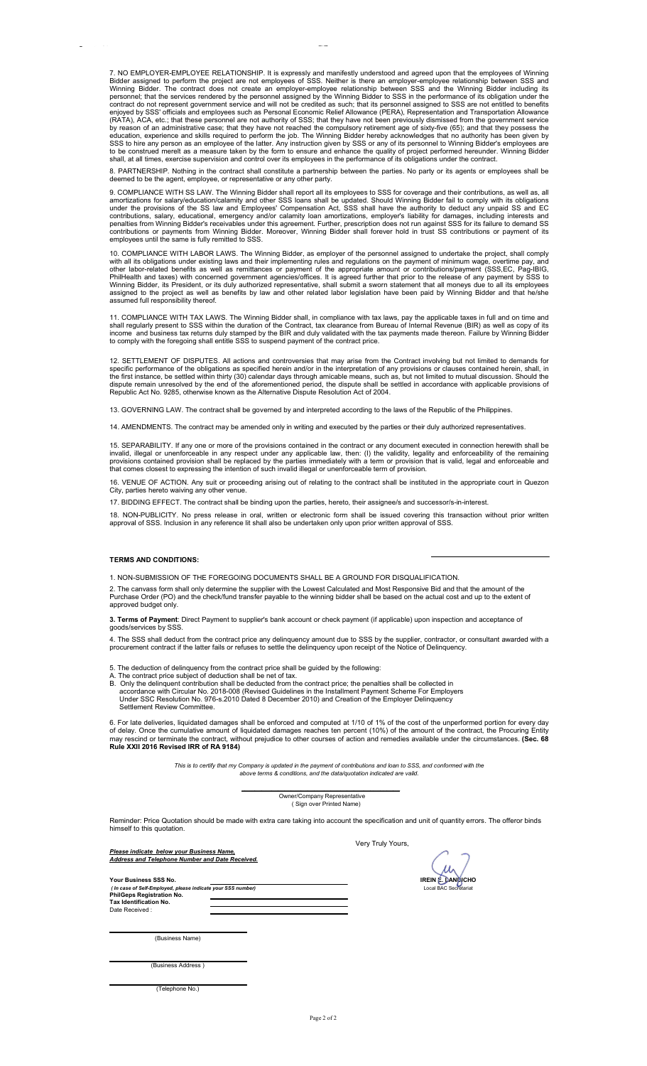7. NO EMPLOYER-EMPLOYEE RELATIONSHIP. It is expressly and manifestly understood and agreed upon that the employees of Winning Bidder assigned to perform the project are not employees of SSS. Neither is there an employer-employee relationship between SSS and Winning Bidder. The contract does not create an employer-employee relationship between SSS and the Winning Bidder including its personnel; that the services rendered by the personnel assigned by the Winning Bidder to SSS in the performance of its obligation under the contract do not represent government service and will not be credited as such; that its personnel assigned to SSS are not entitled to benefits enjoyed by SSS' officials and employees such as Personal Economic Relief Allowance (PERA), Representation and Transportation Allowance (RATA), ACA, etc.; that these personnel are not authority of SSS; that they have not been previously dismissed from the government service by reason of an administrative case; that they have not reached the compulsory retirement age of sixty-five (65); and that they possess the education, experience and skills required to perform the job. The Winning Bidder hereby acknowledges that no authority has been given by SSS to hire any person as an employee of the latter. Any instruction given by SSS or any of its personnel to Winning Bidder's employees are to be construed merelt as a measure taken by the form to ensure and enhance the quality of project performed hereunder. Winning Bidder shall, at all times, exercise supervision and control over its employees in the performance of its obligations under the contract.

8. PARTNERSHIP. Nothing in the contract shall constitute a partnership between the parties. No party or its agents or employees shall be deemed to be the agent, employee, or representative or any other party.

9. COMPLIANCE WITH SS LAW. The Winning Bidder shall report all its employees to SSS for coverage and their contributions, as well as, all amortizations for salary/education/calamity and other SSS loans shall be updated. Should Winning Bidder fail to comply with its obligations under the provisions of the SS law and Employees' Compensation Act, SSS shall have the authority to deduct any unpaid SS and EC contributions, salary, educational, emergency and/or calamity loan amortizations, employer's liability for damages, including interests and penalties from Winning Bidder's receivables under this agreement. Further, prescription does not run against SSS for its failure to demand SS contributions or payments from Winning Bidder. Moreover, Winning Bidder shall forever hold in trust SS contributions or payment of its employees until the same is fully remitted to SSS.

10. COMPLIANCE WITH LABOR LAWS. The Winning Bidder, as employer of the personnel assigned to undertake the project, shall comply with all its obligations under existing laws and their implementing rules and regulations on the payment of minimum wage, overtime pay, and other labor-related benefits as well as remittances or payment of the appropriate amount or contributions/payment (SSS,EC, Pag-IBIG, PhilHealth and taxes) with concerned government agencies/offices. It is agreed further that prior to the release of any payment by SSS to Winning Bidder, its President, or its duly authorized representative, shall submit a sworn statement that all moneys due to all its employees assigned to the project as well as benefits by law and other related labor legislation have been paid by Winning Bidder and that he/she assumed full responsibility thereof.

11. COMPLIANCE WITH TAX LAWS. The Winning Bidder shall, in compliance with tax laws, pay the applicable taxes in full and on time and shall regularly present to SSS within the duration of the Contract, tax clearance from Bureau of Internal Revenue (BIR) as well as copy of its income and business tax returns duly stamped by the BIR and duly validated with the tax payments made thereon. Failure by Winning Bidder to comply with the foregoing shall entitle SSS to suspend payment of the contract price.

12. SETTLEMENT OF DISPUTES. All actions and controversies that may arise from the Contract involving but not limited to demands for specific performance of the obligations as specified herein and/or in the interpretation of any provisions or clauses contained herein, shall, in the first instance, be settled within thirty (30) calendar days through amicable means, such as, but not limited to mutual discussion. Should the dispute remain unresolved by the end of the aforementioned period, the dispute shall be settled in accordance with applicable provisions of Republic Act No. 9285, otherwise known as the Alternative Dispute Resolution Act of 2004.

13. GOVERNING LAW. The contract shall be governed by and interpreted according to the laws of the Republic of the Philippines.

14. AMENDMENTS. The contract may be amended only in writing and executed by the parties or their duly authorized representatives.

15. SEPARABILITY. If any one or more of the provisions contained in the contract or any document executed in connection herewith shall be invalid, illegal or unenforceable in any respect under any applicable law, then: (I) the validity, legality and enforceability of the remaining provisions contained provision shall be replaced by the parties immediately with a term or provision that is valid, legal and enforceable and that comes closest to expressing the intention of such invalid illegal or unenforceable term of provision.

16. VENUE OF ACTION. Any suit or proceeding arising out of relating to the contract shall be instituted in the appropriate court in Quezon City, parties hereto waiving any other venue.

17. BIDDING EFFECT. The contract shall be binding upon the parties, hereto, their assignee/s and successor/s-in-interest.

18. NON-PUBLICITY. No press release in oral, written or electronic form shall be issued covering this transaction without prior written approval of SSS. Inclusion in any reference lit shall also be undertaken only upon prior written approval of SSS.

**TERMS AND CONDITIONS:**

1. NON-SUBMISSION OF THE FOREGOING DOCUMENTS SHALL BE A GROUND FOR DISQUALIFICATION.

2. The canvass form shall only determine the supplier with the Lowest Calculated and Most Responsive Bid and that the amount of the Purchase Order (PO) and the check/fund transfer payable to the winning bidder shall be based on the actual cost and up to the extent of approved budget only.

**3. Terms of Payment**: Direct Payment to supplier's bank account or check payment (if applicable) upon inspection and acceptance of goods/services by SSS.

4. The SSS shall deduct from the contract price any delinquency amount due to SSS by the supplier, contractor, or consultant awarded with a procurement contract if the latter fails or refuses to settle the delinquency upon receipt of the Notice of Delinquency.

5. The deduction of delinquency from the contract price shall be guided by the following:
A. The contract price subject of deduction shall be net of tax.
B. Only the delinquent contribution shall be deducted from the contract price; the penalties shall be collected in accordance with Circular No. 2018-008 (Revised Guidelines in the Installment Payment Scheme For Employers Under SSC Resolution No. 976-s.2010 Dated 8 December 2010) and Creation of the Employer Delinquency Settlement Review Committee.

6. For late deliveries, liquidated damages shall be enforced and computed at 1/10 of 1% of the cost of the unperformed portion for every day of delay. Once the cumulative amount of liquidated damages reaches ten percent (10%) of the amount of the contract, the Procuring Entity may rescind or terminate the contract, without prejudice to other courses of action and remedies available under the circumstances. **(Sec. 68 Rule XXII 2016 Revised IRR of RA 9184)**

*This is to certify that my Company is updated in the payment of contributions and loan to SSS, and conformed with the above terms & conditions, and the data/quotation indicated are valid.*

Owner/Company Representative
( Sign over Printed Name)

Reminder: Price Quotation should be made with extra care taking into account the specification and unit of quantity errors. The offeror binds himself to this quotation.

Very Truly Yours,

***Please indicate below your Business Name, Address and Telephone Number and Date Received.***

**Your Business SSS No.**
***( In case of Self-Employed, please indicate your SSS number)***
**PhilGeps Registration No.**
**Tax Identification No.**
Date Received :

**IREIN E. CANDICHO**
Local BAC Secretariat

(Business Name)

(Business Address )

(Telephone No.)